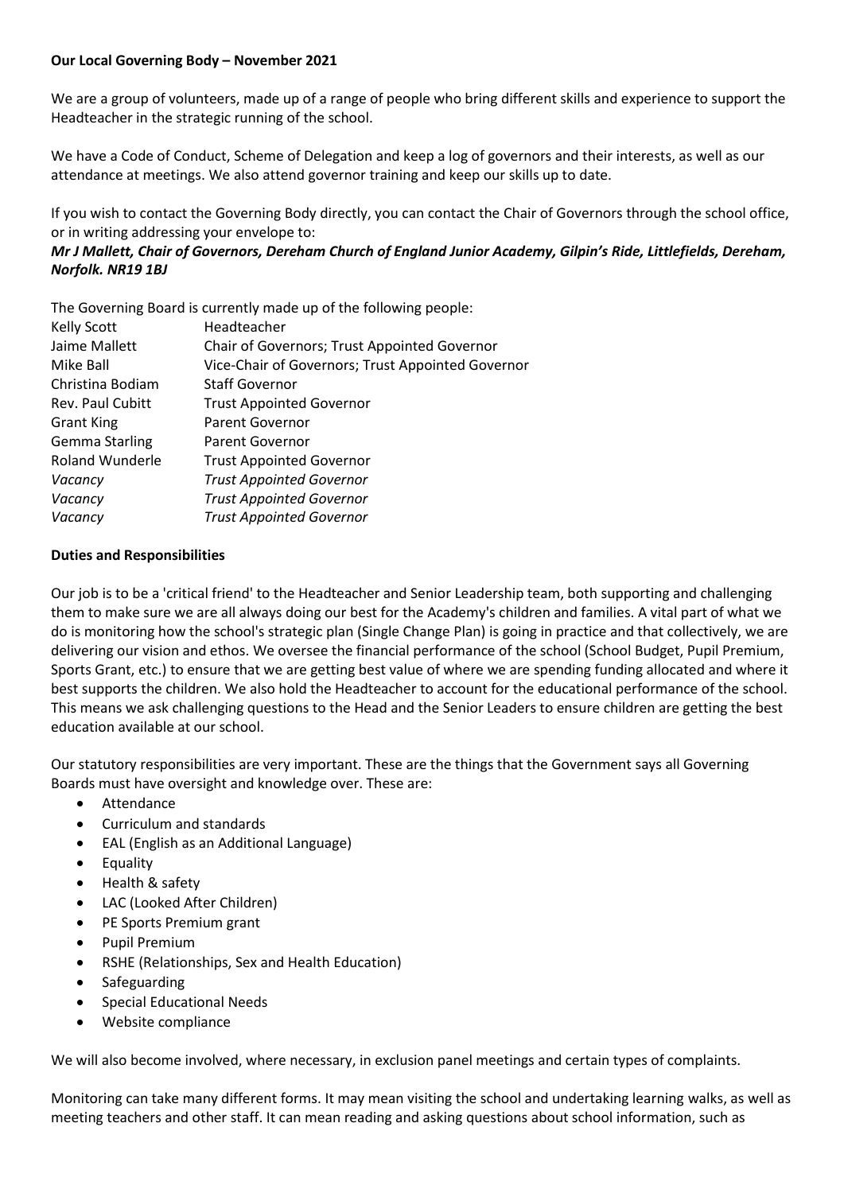**Our Local Governing Body – November 2021**

We are a group of volunteers, made up of a range of people who bring different skills and experience to support the Headteacher in the strategic running of the school.

We have a Code of Conduct, Scheme of Delegation and keep a log of governors and their interests, as well as our attendance at meetings. We also attend governor training and keep our skills up to date.

If you wish to contact the Governing Body directly, you can contact the Chair of Governors through the school office, or in writing addressing your envelope to:
***Mr J Mallett, Chair of Governors, Dereham Church of England Junior Academy, Gilpin's Ride, Littlefields, Dereham, Norfolk. NR19 1BJ***

The Governing Board is currently made up of the following people:

| | |
|---|---|
| Kelly Scott | Headteacher |
| Jaime Mallett | Chair of Governors; Trust Appointed Governor |
| Mike Ball | Vice-Chair of Governors; Trust Appointed Governor |
| Christina Bodiam | Staff Governor |
| Rev. Paul Cubitt | Trust Appointed Governor |
| Grant King | Parent Governor |
| Gemma Starling | Parent Governor |
| Roland Wunderle | Trust Appointed Governor |
| *Vacancy* | *Trust Appointed Governor* |
| *Vacancy* | *Trust Appointed Governor* |
| *Vacancy* | *Trust Appointed Governor* |

**Duties and Responsibilities**

Our job is to be a 'critical friend' to the Headteacher and Senior Leadership team, both supporting and challenging them to make sure we are all always doing our best for the Academy's children and families. A vital part of what we do is monitoring how the school's strategic plan (Single Change Plan) is going in practice and that collectively, we are delivering our vision and ethos. We oversee the financial performance of the school (School Budget, Pupil Premium, Sports Grant, etc.) to ensure that we are getting best value of where we are spending funding allocated and where it best supports the children. We also hold the Headteacher to account for the educational performance of the school. This means we ask challenging questions to the Head and the Senior Leaders to ensure children are getting the best education available at our school.

Our statutory responsibilities are very important. These are the things that the Government says all Governing Boards must have oversight and knowledge over. These are:

- Attendance
- Curriculum and standards
- EAL (English as an Additional Language)
- Equality
- Health & safety
- LAC (Looked After Children)
- PE Sports Premium grant
- Pupil Premium
- RSHE (Relationships, Sex and Health Education)
- Safeguarding
- Special Educational Needs
- Website compliance

We will also become involved, where necessary, in exclusion panel meetings and certain types of complaints.

Monitoring can take many different forms. It may mean visiting the school and undertaking learning walks, as well as meeting teachers and other staff. It can mean reading and asking questions about school information, such as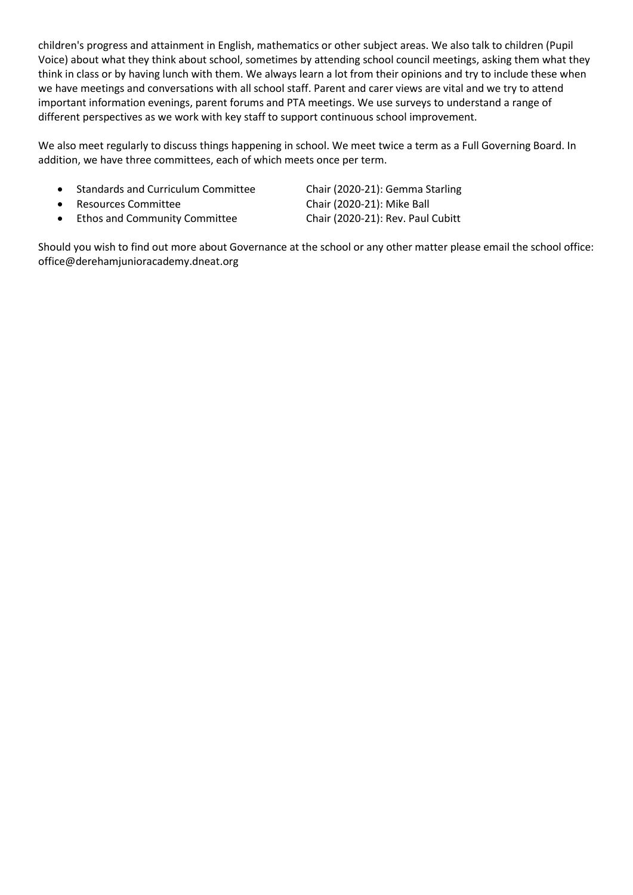children's progress and attainment in English, mathematics or other subject areas. We also talk to children (Pupil Voice) about what they think about school, sometimes by attending school council meetings, asking them what they think in class or by having lunch with them. We always learn a lot from their opinions and try to include these when we have meetings and conversations with all school staff. Parent and carer views are vital and we try to attend important information evenings, parent forums and PTA meetings. We use surveys to understand a range of different perspectives as we work with key staff to support continuous school improvement.

We also meet regularly to discuss things happening in school. We meet twice a term as a Full Governing Board. In addition, we have three committees, each of which meets once per term.

- Standards and Curriculum Committee — Chair (2020-21): Gemma Starling
- Resources Committee — Chair (2020-21): Mike Ball
- Ethos and Community Committee — Chair (2020-21): Rev. Paul Cubitt

Should you wish to find out more about Governance at the school or any other matter please email the school office: office@derehamjunioracademy.dneat.org